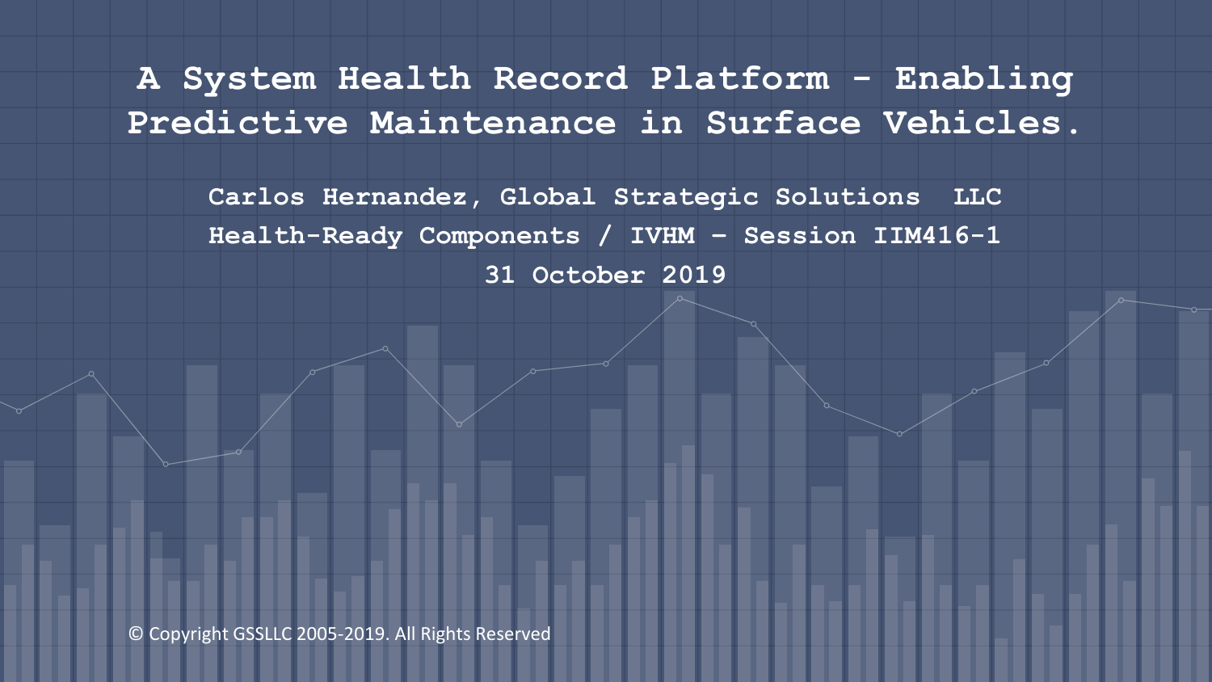# A System Health Record Platform - Enabling Predictive Maintenance in Surface Vehicles.

**Carlos Hernandez, Global Strategic Solutions LLC**

**Health-Ready Components / IVHM – Session IIM416-1**

**31 October 2019**

© Copyright GSSLLC 2005-2019. All Rights Reserved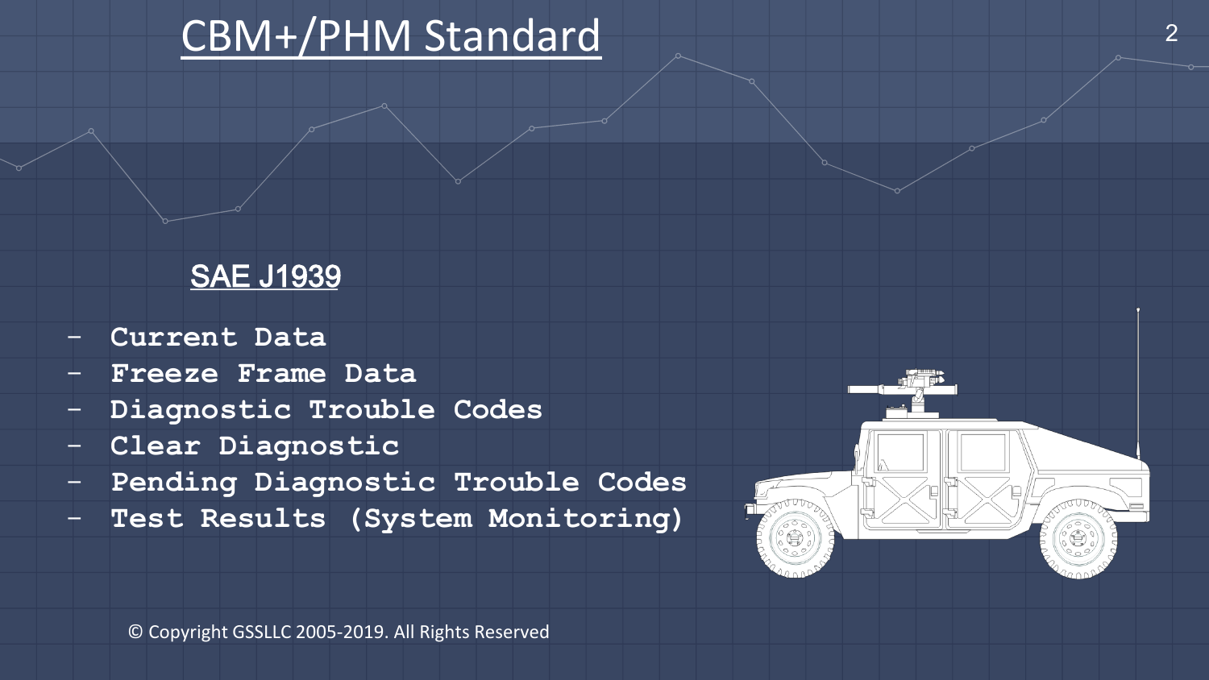# CBM+/PHM Standard

## SAE J1939

- Current Data
- Freeze Frame Data
- Diagnostic Trouble Codes
- Clear Diagnostic
- Pending Diagnostic Trouble Codes
- Test Results (System Monitoring)

© Copyright GSSLLC 2005-2019. All Rights Reserved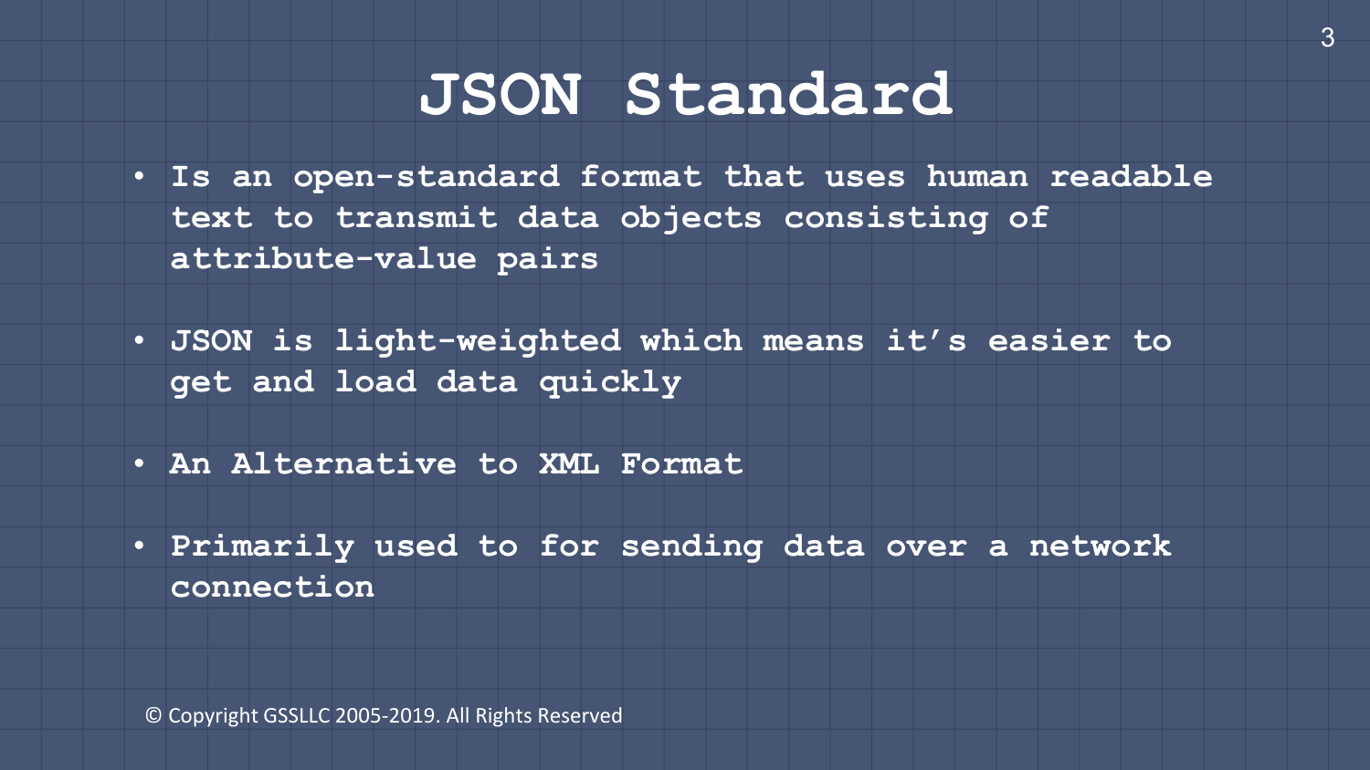# JSON Standard

- Is an open-standard format that uses human readable text to transmit data objects consisting of attribute-value pairs
- JSON is light-weighted which means it's easier to get and load data quickly
- An Alternative to XML Format
- Primarily used to for sending data over a network connection

© Copyright GSSLLC 2005-2019. All Rights Reserved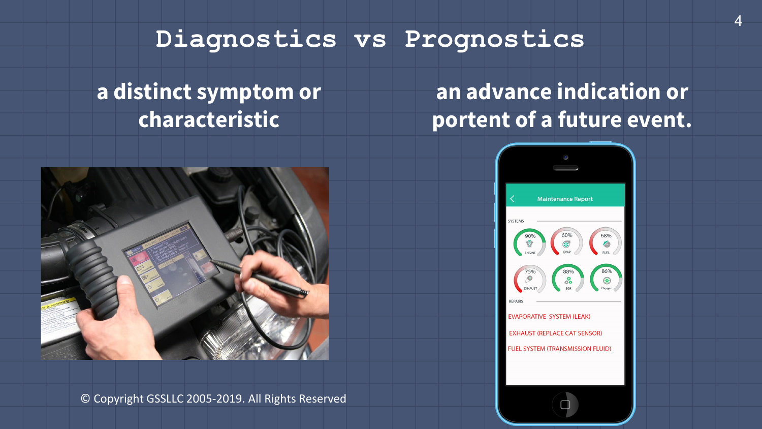# Diagnostics vs Prognostics

a distinct symptom or characteristic

an advance indication or portent of a future event.

© Copyright GSSLLC 2005-2019. All Rights Reserved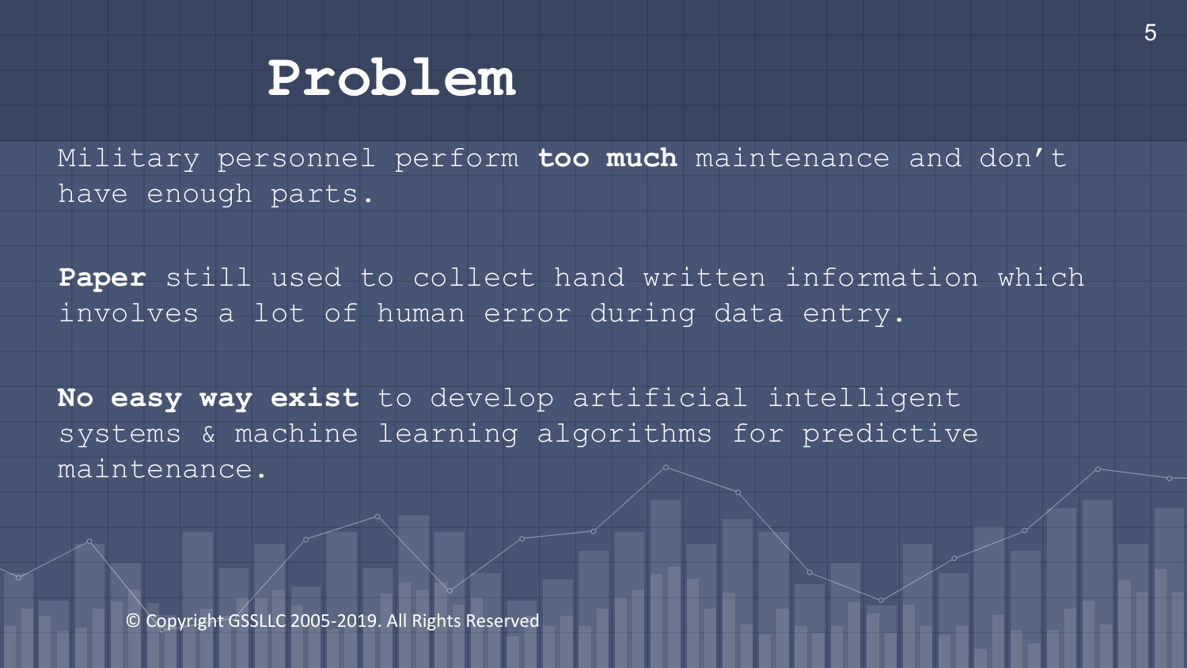# Problem

Military personnel perform **too much** maintenance and don’t have enough parts.

**Paper** still used to collect hand written information which involves a lot of human error during data entry.

**No easy way exist** to develop artificial intelligent systems & machine learning algorithms for predictive maintenance.

© Copyright GSSLLC 2005-2019. All Rights Reserved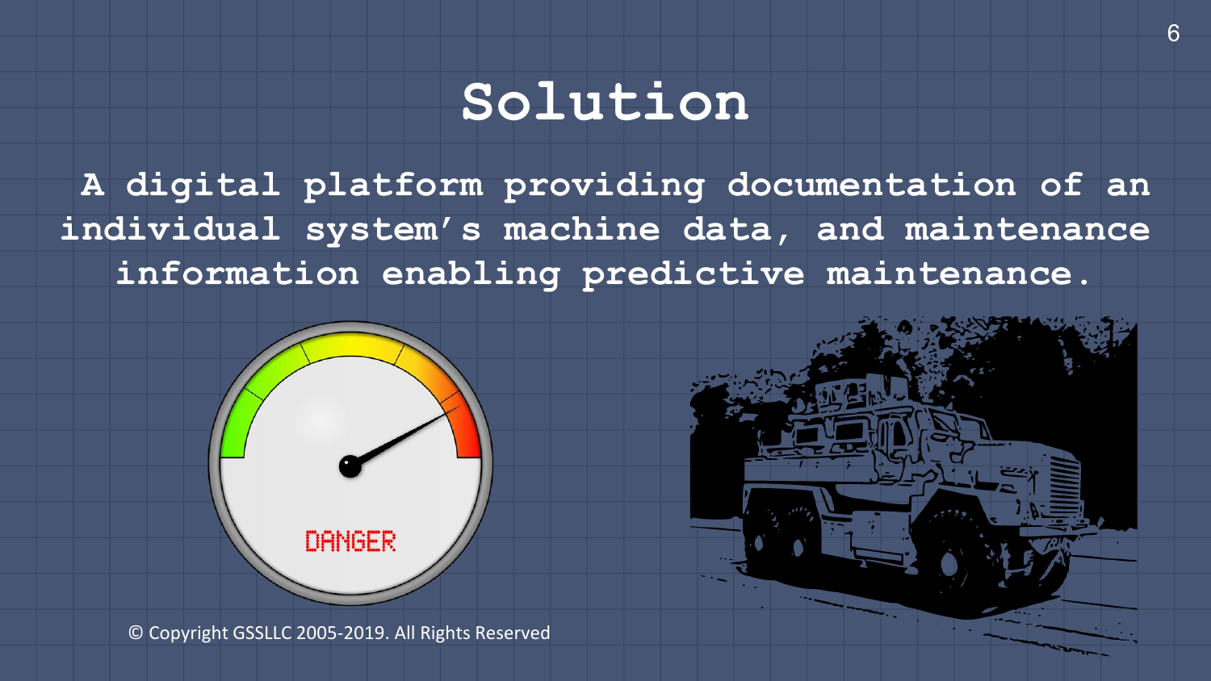# Solution

**A digital platform providing documentation of an individual system's machine data, and maintenance information enabling predictive maintenance.**

© Copyright GSSLLC 2005-2019. All Rights Reserved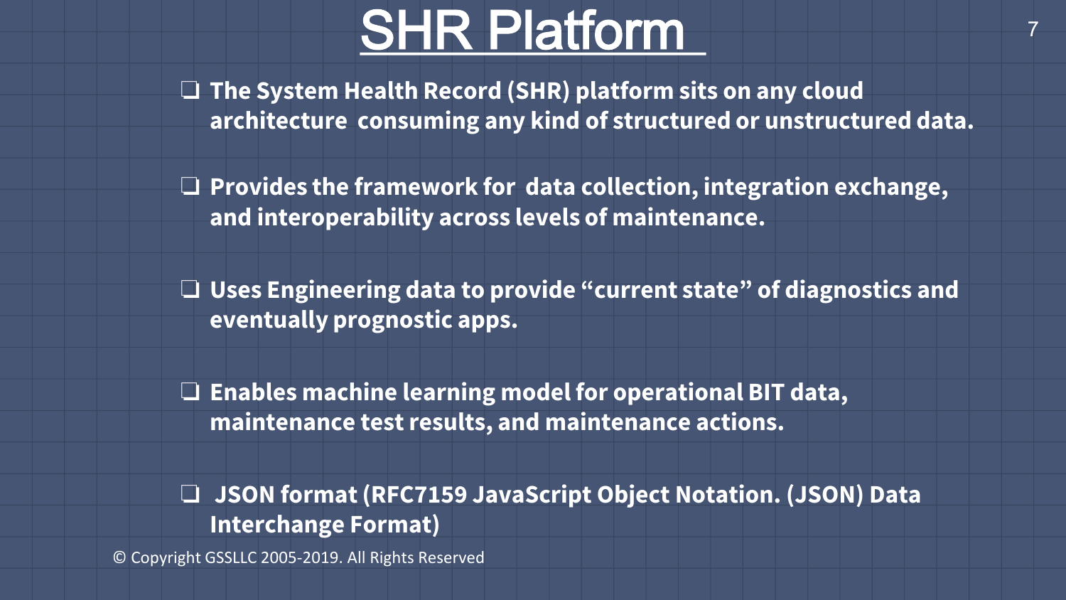# SHR Platform

- **The System Health Record (SHR) platform sits on any cloud architecture consuming any kind of structured or unstructured data.**
- **Provides the framework for data collection, integration exchange, and interoperability across levels of maintenance.**
- **Uses Engineering data to provide "current state" of diagnostics and eventually prognostic apps.**
- **Enables machine learning model for operational BIT data, maintenance test results, and maintenance actions.**
- **JSON format (RFC7159 JavaScript Object Notation. (JSON) Data Interchange Format)**

© Copyright GSSLLC 2005-2019. All Rights Reserved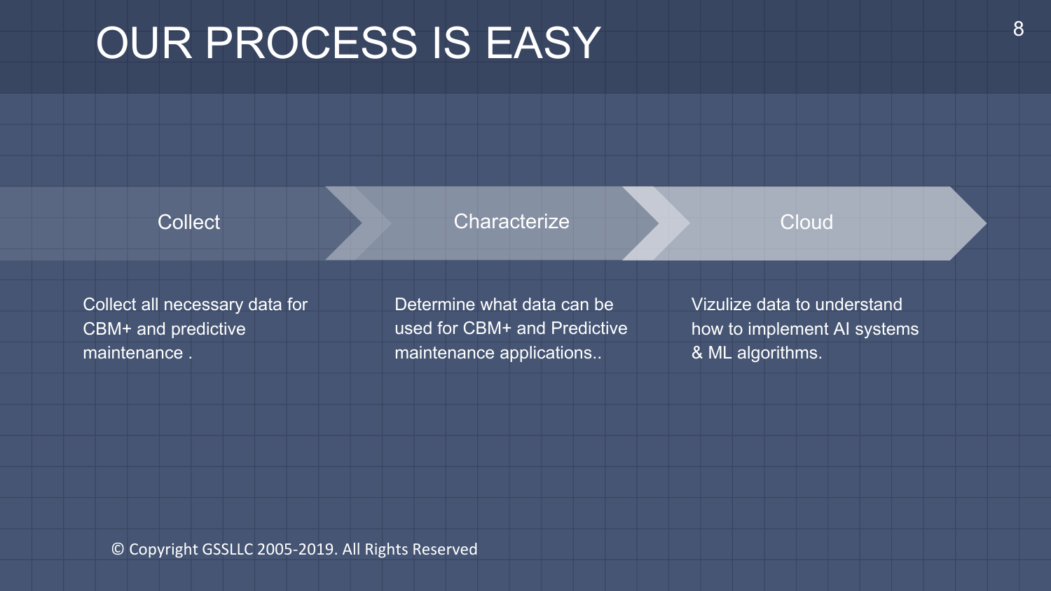# OUR PROCESS IS EASY

| Collect | Characterize | Cloud |
| --- | --- | --- |
| Collect all necessary data for CBM+ and predictive maintenance . | Determine what data can be used for CBM+ and Predictive maintenance applications.. | Vizulize data to understand how to implement AI systems & ML algorithms. |

© Copyright GSSLLC 2005-2019. All Rights Reserved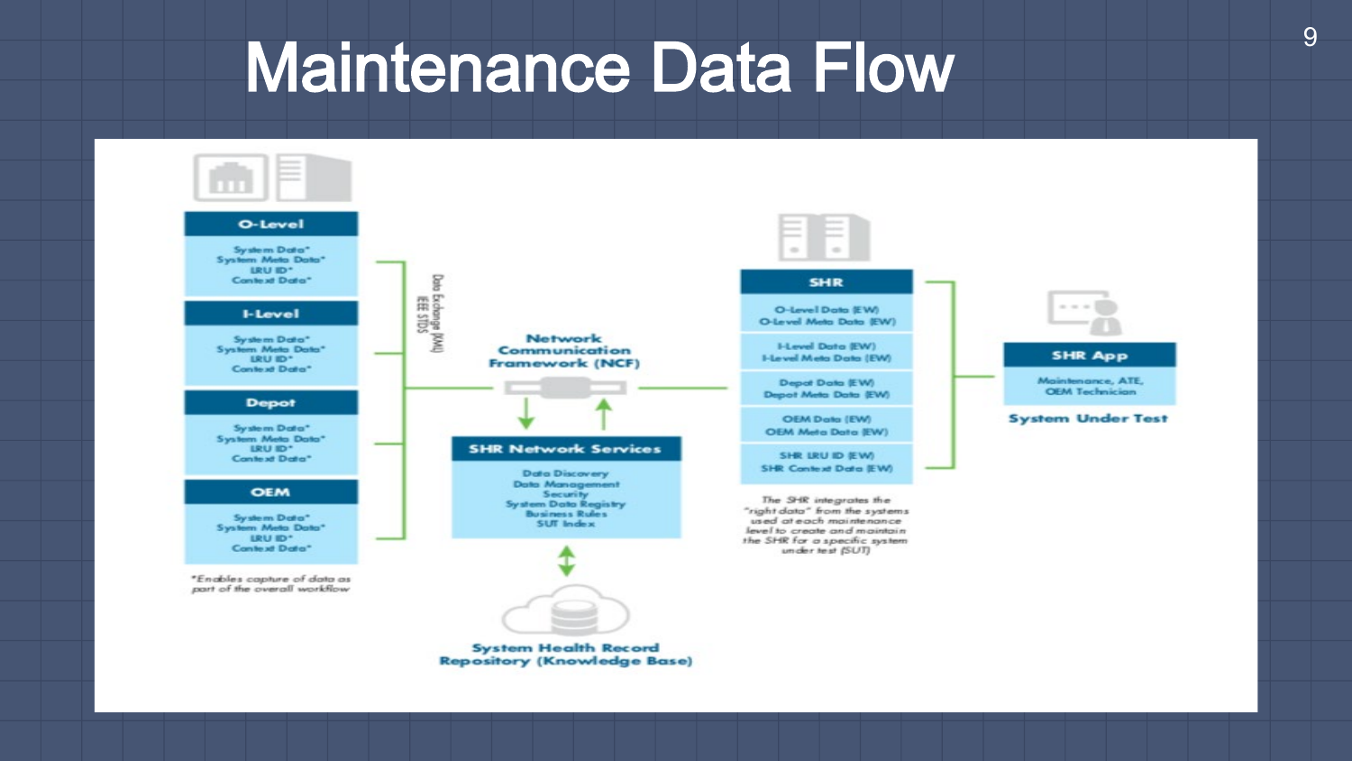# Maintenance Data Flow

**O-Level**

System Data*
System Meta Data*
LRU ID*
Context Data*

**I-Level**

System Data*
System Meta Data*
LRU ID*
Context Data*

**Depot**

System Data*
System Meta Data*
LRU ID*
Context Data*

**OEM**

System Data*
System Meta Data*
LRU ID*
Context Data*

*Enables capture of data as part of the overall workflow

Data Exchange (XML)
IEEE STDS

**Network Communication Framework (NCF)**

**SHR Network Services**

Data Discovery
Data Management
Security
System Data Registry
Business Rules
SUT Index

**System Health Record Repository (Knowledge Base)**

**SHR**

O-Level Data (EW)
O-Level Meta Data (EW)

I-Level Data (EW)
I-Level Meta Data (EW)

Depot Data (EW)
Depot Meta Data (EW)

OEM Data (EW)
OEM Meta Data (EW)

SHR LRU ID (EW)
SHR Context Data (EW)

*The SHR integrates the "right data" from the systems used at each maintenance level to create and maintain the SHR for a specific system under test (SUT)*

**SHR App**

Maintenance, ATE, OEM Technician

**System Under Test**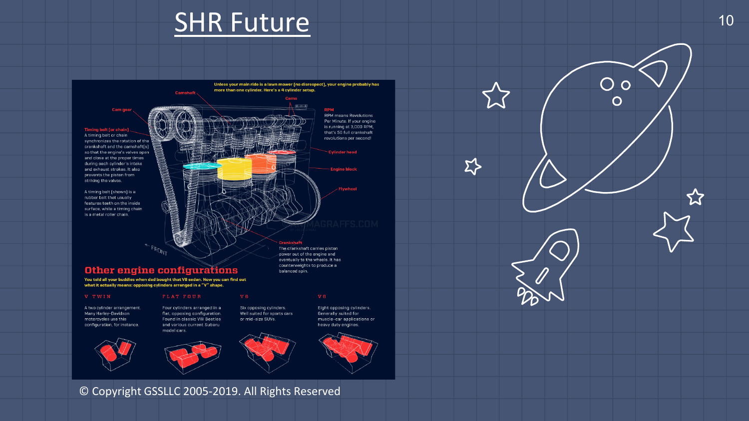# SHR Future

Unless your main ride is a lawn mower (no disrespect), your engine probably has more than one cylinder. Here's a 4 cylinder setup.

Camshaft

Cams

Cam gear

**Timing belt (or chain)**
A timing belt or chain synchronizes the rotation of the crankshaft and the camshaft(s) so that the engine's valves open and close at the proper times during each cylinder's intake and exhaust strokes. It also prevents the piston from striking the valves.

A timing belt (shown) is a rubber belt that usually features teeth on the inside surface, while a timing chain is a metal roller chain.

**RPM**
RPM means Revolutions Per Minute. If your engine is running at 3,000 RPM, that's 50 full crankshaft revolutions per second!

Cylinder head

Engine block

Flywheel

MAGRAFFS.COM

FRONT

**Crankshaft**
The crankshaft carries piston power out of the engine and eventually to the wheels. It has counterweights to produce a balanced spin.

## Other engine configurations

You told all your buddies when dad bought that V8 sedan. Now you can find out what it actually means: opposing cylinders arranged in a "V" shape.

**V TWIN**
A two cylinder arrangement. Many Harley-Davidson motorcycles use this configuration, for instance.

**FLAT FOUR**
Four cylinders arranged in a flat, opposing configuration. Found in classic VW Beetles and various current Subaru model cars.

**V6**
Six opposing cylinders. Well suited for sports cars or mid-size SUVs.

**V8**
Eight opposing cylinders. Generally suited for muscle-car applications or heavy duty engines.

© Copyright GSSLLC 2005-2019. All Rights Reserved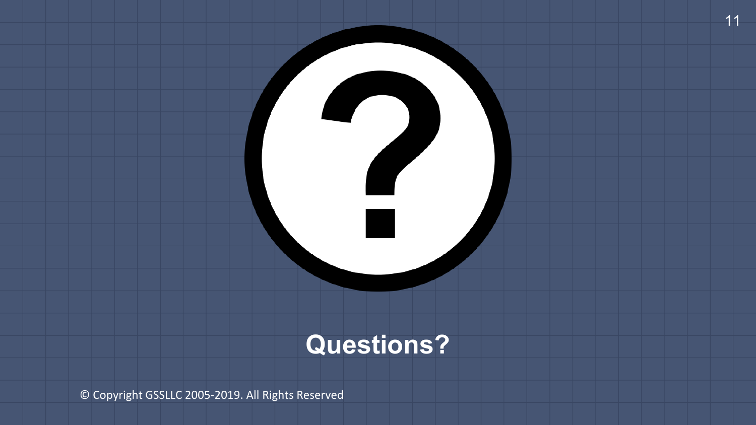# Questions?

© Copyright GSSLLC 2005-2019. All Rights Reserved